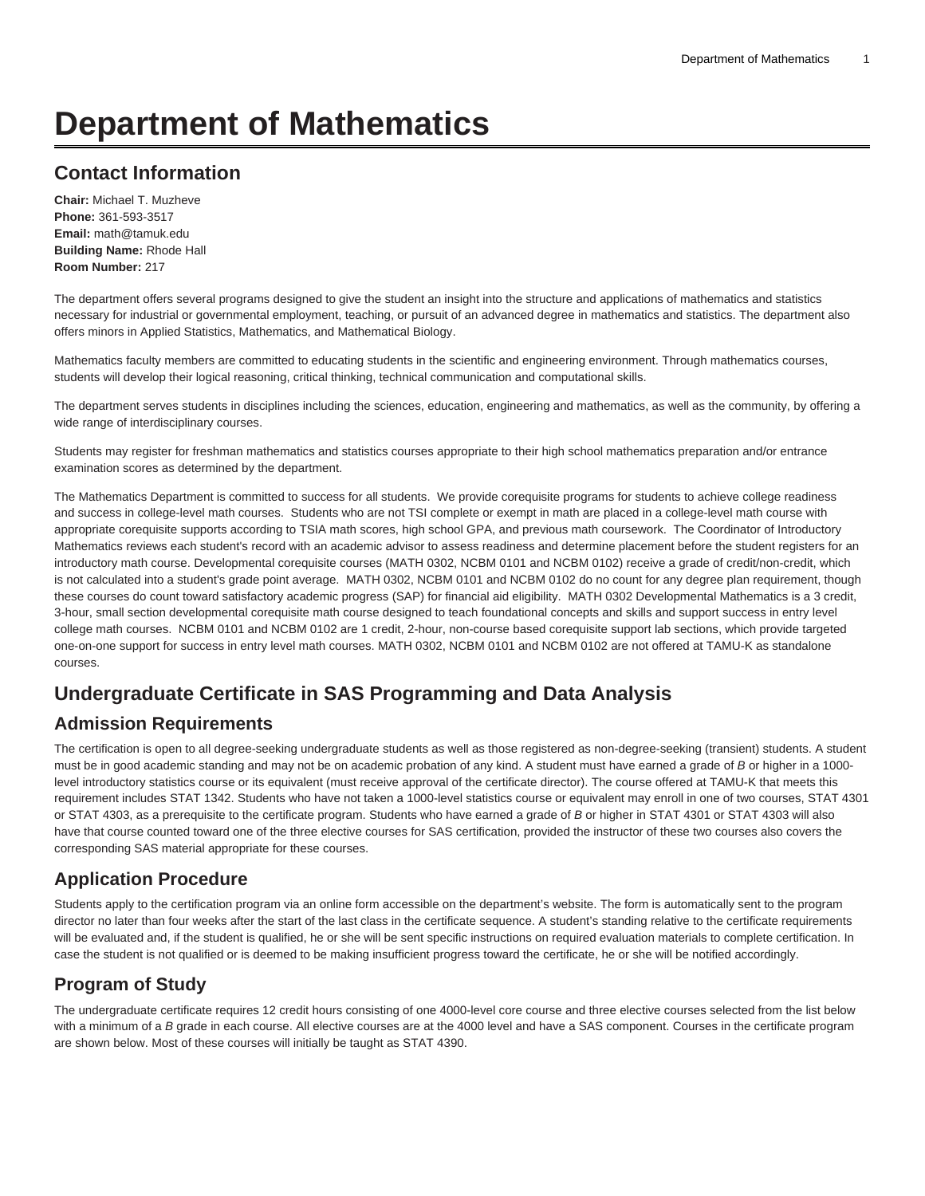# Department of Mathematics

## Contact Information

**Chair:** Michael T. Muzheve
**Phone:** 361-593-3517
**Email:** math@tamuk.edu
**Building Name:** Rhode Hall
**Room Number:** 217

The department offers several programs designed to give the student an insight into the structure and applications of mathematics and statistics necessary for industrial or governmental employment, teaching, or pursuit of an advanced degree in mathematics and statistics. The department also offers minors in Applied Statistics, Mathematics, and Mathematical Biology.

Mathematics faculty members are committed to educating students in the scientific and engineering environment. Through mathematics courses, students will develop their logical reasoning, critical thinking, technical communication and computational skills.

The department serves students in disciplines including the sciences, education, engineering and mathematics, as well as the community, by offering a wide range of interdisciplinary courses.

Students may register for freshman mathematics and statistics courses appropriate to their high school mathematics preparation and/or entrance examination scores as determined by the department.

The Mathematics Department is committed to success for all students. We provide corequisite programs for students to achieve college readiness and success in college-level math courses. Students who are not TSI complete or exempt in math are placed in a college-level math course with appropriate corequisite supports according to TSIA math scores, high school GPA, and previous math coursework. The Coordinator of Introductory Mathematics reviews each student's record with an academic advisor to assess readiness and determine placement before the student registers for an introductory math course. Developmental corequisite courses (MATH 0302, NCBM 0101 and NCBM 0102) receive a grade of credit/non-credit, which is not calculated into a student's grade point average. MATH 0302, NCBM 0101 and NCBM 0102 do no count for any degree plan requirement, though these courses do count toward satisfactory academic progress (SAP) for financial aid eligibility. MATH 0302 Developmental Mathematics is a 3 credit, 3-hour, small section developmental corequisite math course designed to teach foundational concepts and skills and support success in entry level college math courses. NCBM 0101 and NCBM 0102 are 1 credit, 2-hour, non-course based corequisite support lab sections, which provide targeted one-on-one support for success in entry level math courses. MATH 0302, NCBM 0101 and NCBM 0102 are not offered at TAMU-K as standalone courses.

## Undergraduate Certificate in SAS Programming and Data Analysis

### Admission Requirements

The certification is open to all degree-seeking undergraduate students as well as those registered as non-degree-seeking (transient) students. A student must be in good academic standing and may not be on academic probation of any kind. A student must have earned a grade of *B* or higher in a 1000-level introductory statistics course or its equivalent (must receive approval of the certificate director). The course offered at TAMU-K that meets this requirement includes STAT 1342. Students who have not taken a 1000-level statistics course or equivalent may enroll in one of two courses, STAT 4301 or STAT 4303, as a prerequisite to the certificate program. Students who have earned a grade of *B* or higher in STAT 4301 or STAT 4303 will also have that course counted toward one of the three elective courses for SAS certification, provided the instructor of these two courses also covers the corresponding SAS material appropriate for these courses.

### Application Procedure

Students apply to the certification program via an online form accessible on the department's website. The form is automatically sent to the program director no later than four weeks after the start of the last class in the certificate sequence. A student's standing relative to the certificate requirements will be evaluated and, if the student is qualified, he or she will be sent specific instructions on required evaluation materials to complete certification. In case the student is not qualified or is deemed to be making insufficient progress toward the certificate, he or she will be notified accordingly.

### Program of Study

The undergraduate certificate requires 12 credit hours consisting of one 4000-level core course and three elective courses selected from the list below with a minimum of a *B* grade in each course. All elective courses are at the 4000 level and have a SAS component. Courses in the certificate program are shown below. Most of these courses will initially be taught as STAT 4390.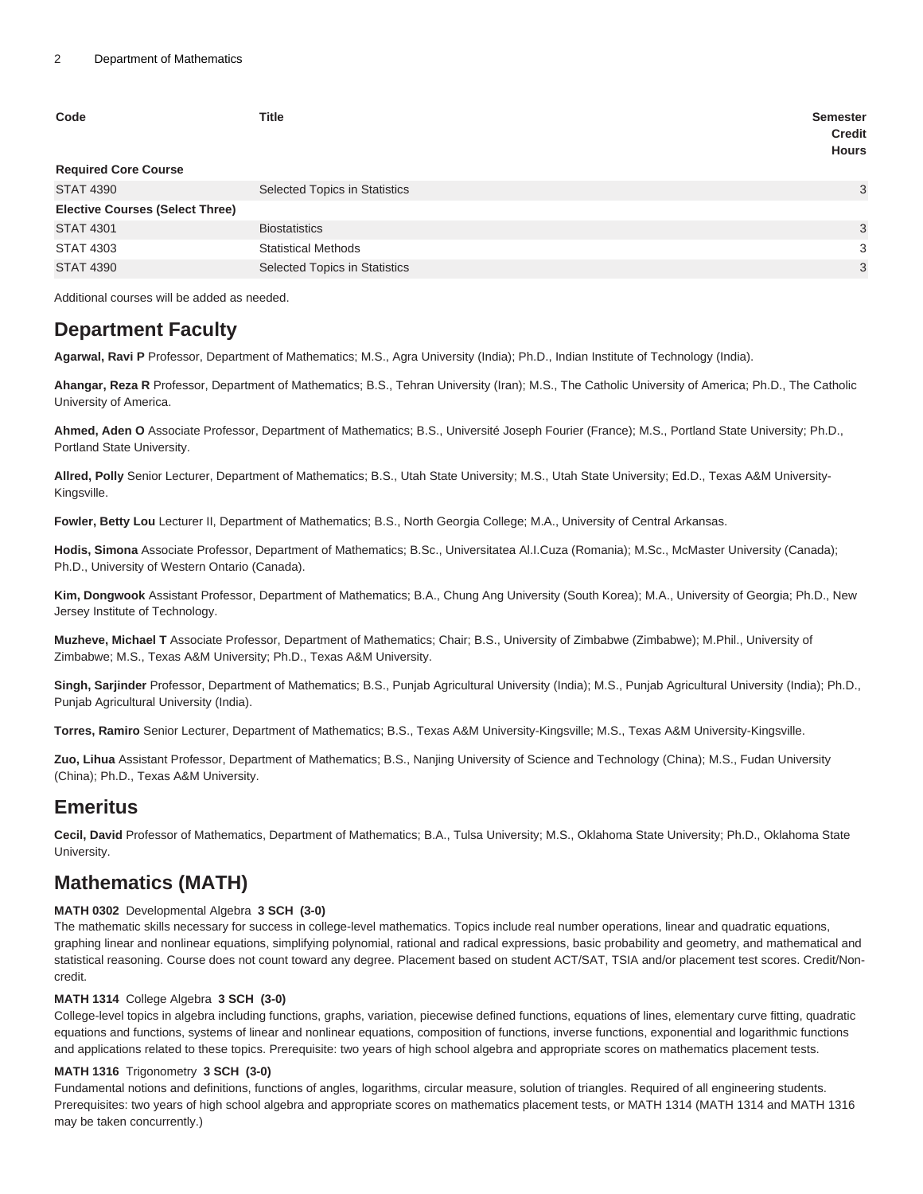| Code | Title | Semester Credit Hours |
| --- | --- | --- |
| **Required Core Course** | | |
| STAT 4390 | Selected Topics in Statistics | 3 |
| **Elective Courses (Select Three)** | | |
| STAT 4301 | Biostatistics | 3 |
| STAT 4303 | Statistical Methods | 3 |
| STAT 4390 | Selected Topics in Statistics | 3 |

Additional courses will be added as needed.

## Department Faculty

**Agarwal, Ravi P** Professor, Department of Mathematics; M.S., Agra University (India); Ph.D., Indian Institute of Technology (India).

**Ahangar, Reza R** Professor, Department of Mathematics; B.S., Tehran University (Iran); M.S., The Catholic University of America; Ph.D., The Catholic University of America.

**Ahmed, Aden O** Associate Professor, Department of Mathematics; B.S., Université Joseph Fourier (France); M.S., Portland State University; Ph.D., Portland State University.

**Allred, Polly** Senior Lecturer, Department of Mathematics; B.S., Utah State University; M.S., Utah State University; Ed.D., Texas A&M University-Kingsville.

**Fowler, Betty Lou** Lecturer II, Department of Mathematics; B.S., North Georgia College; M.A., University of Central Arkansas.

**Hodis, Simona** Associate Professor, Department of Mathematics; B.Sc., Universitatea Al.I.Cuza (Romania); M.Sc., McMaster University (Canada); Ph.D., University of Western Ontario (Canada).

**Kim, Dongwook** Assistant Professor, Department of Mathematics; B.A., Chung Ang University (South Korea); M.A., University of Georgia; Ph.D., New Jersey Institute of Technology.

**Muzheve, Michael T** Associate Professor, Department of Mathematics; Chair; B.S., University of Zimbabwe (Zimbabwe); M.Phil., University of Zimbabwe; M.S., Texas A&M University; Ph.D., Texas A&M University.

**Singh, Sarjinder** Professor, Department of Mathematics; B.S., Punjab Agricultural University (India); M.S., Punjab Agricultural University (India); Ph.D., Punjab Agricultural University (India).

**Torres, Ramiro** Senior Lecturer, Department of Mathematics; B.S., Texas A&M University-Kingsville; M.S., Texas A&M University-Kingsville.

**Zuo, Lihua** Assistant Professor, Department of Mathematics; B.S., Nanjing University of Science and Technology (China); M.S., Fudan University (China); Ph.D., Texas A&M University.

## Emeritus

**Cecil, David** Professor of Mathematics, Department of Mathematics; B.A., Tulsa University; M.S., Oklahoma State University; Ph.D., Oklahoma State University.

## Mathematics (MATH)

**MATH 0302** Developmental Algebra **3 SCH (3-0)**
The mathematic skills necessary for success in college-level mathematics. Topics include real number operations, linear and quadratic equations, graphing linear and nonlinear equations, simplifying polynomial, rational and radical expressions, basic probability and geometry, and mathematical and statistical reasoning. Course does not count toward any degree. Placement based on student ACT/SAT, TSIA and/or placement test scores. Credit/Non-credit.

**MATH 1314** College Algebra **3 SCH (3-0)**
College-level topics in algebra including functions, graphs, variation, piecewise defined functions, equations of lines, elementary curve fitting, quadratic equations and functions, systems of linear and nonlinear equations, composition of functions, inverse functions, exponential and logarithmic functions and applications related to these topics. Prerequisite: two years of high school algebra and appropriate scores on mathematics placement tests.

**MATH 1316** Trigonometry **3 SCH (3-0)**
Fundamental notions and definitions, functions of angles, logarithms, circular measure, solution of triangles. Required of all engineering students. Prerequisites: two years of high school algebra and appropriate scores on mathematics placement tests, or MATH 1314 (MATH 1314 and MATH 1316 may be taken concurrently.)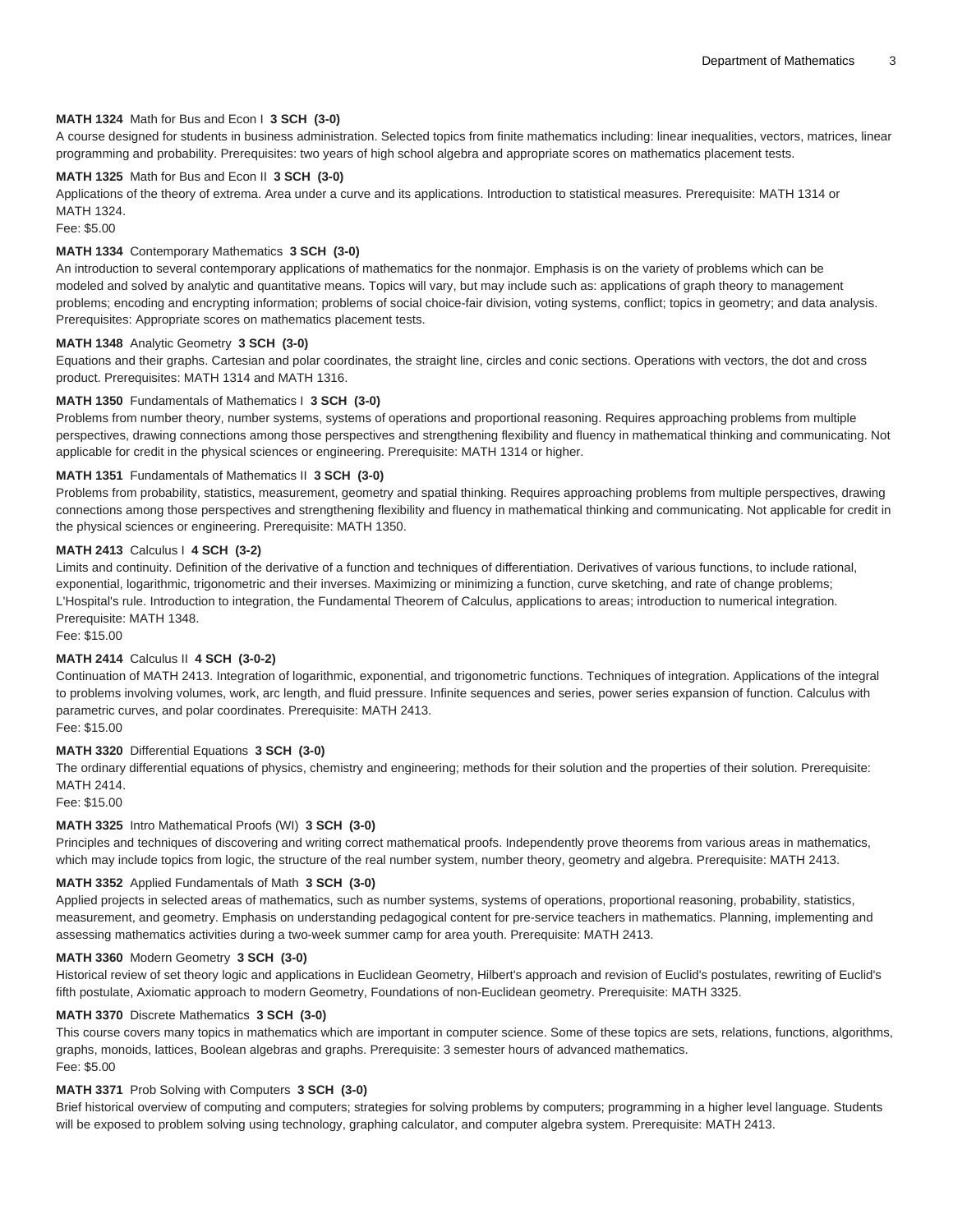**MATH 1324** Math for Bus and Econ I **3 SCH (3-0)**

A course designed for students in business administration. Selected topics from finite mathematics including: linear inequalities, vectors, matrices, linear programming and probability. Prerequisites: two years of high school algebra and appropriate scores on mathematics placement tests.

**MATH 1325** Math for Bus and Econ II **3 SCH (3-0)**

Applications of the theory of extrema. Area under a curve and its applications. Introduction to statistical measures. Prerequisite: MATH 1314 or MATH 1324.

Fee: $5.00

**MATH 1334** Contemporary Mathematics **3 SCH (3-0)**

An introduction to several contemporary applications of mathematics for the nonmajor. Emphasis is on the variety of problems which can be modeled and solved by analytic and quantitative means. Topics will vary, but may include such as: applications of graph theory to management problems; encoding and encrypting information; problems of social choice-fair division, voting systems, conflict; topics in geometry; and data analysis. Prerequisites: Appropriate scores on mathematics placement tests.

**MATH 1348** Analytic Geometry **3 SCH (3-0)**

Equations and their graphs. Cartesian and polar coordinates, the straight line, circles and conic sections. Operations with vectors, the dot and cross product. Prerequisites: MATH 1314 and MATH 1316.

**MATH 1350** Fundamentals of Mathematics I **3 SCH (3-0)**

Problems from number theory, number systems, systems of operations and proportional reasoning. Requires approaching problems from multiple perspectives, drawing connections among those perspectives and strengthening flexibility and fluency in mathematical thinking and communicating. Not applicable for credit in the physical sciences or engineering. Prerequisite: MATH 1314 or higher.

**MATH 1351** Fundamentals of Mathematics II **3 SCH (3-0)**

Problems from probability, statistics, measurement, geometry and spatial thinking. Requires approaching problems from multiple perspectives, drawing connections among those perspectives and strengthening flexibility and fluency in mathematical thinking and communicating. Not applicable for credit in the physical sciences or engineering. Prerequisite: MATH 1350.

**MATH 2413** Calculus I **4 SCH (3-2)**

Limits and continuity. Definition of the derivative of a function and techniques of differentiation. Derivatives of various functions, to include rational, exponential, logarithmic, trigonometric and their inverses. Maximizing or minimizing a function, curve sketching, and rate of change problems; L'Hospital's rule. Introduction to integration, the Fundamental Theorem of Calculus, applications to areas; introduction to numerical integration. Prerequisite: MATH 1348.

Fee: $15.00

**MATH 2414** Calculus II **4 SCH (3-0-2)**

Continuation of MATH 2413. Integration of logarithmic, exponential, and trigonometric functions. Techniques of integration. Applications of the integral to problems involving volumes, work, arc length, and fluid pressure. Infinite sequences and series, power series expansion of function. Calculus with parametric curves, and polar coordinates. Prerequisite: MATH 2413.

Fee: $15.00

**MATH 3320** Differential Equations **3 SCH (3-0)**

The ordinary differential equations of physics, chemistry and engineering; methods for their solution and the properties of their solution. Prerequisite: MATH 2414.

Fee: $15.00

**MATH 3325** Intro Mathematical Proofs (WI) **3 SCH (3-0)**

Principles and techniques of discovering and writing correct mathematical proofs. Independently prove theorems from various areas in mathematics, which may include topics from logic, the structure of the real number system, number theory, geometry and algebra. Prerequisite: MATH 2413.

**MATH 3352** Applied Fundamentals of Math **3 SCH (3-0)**

Applied projects in selected areas of mathematics, such as number systems, systems of operations, proportional reasoning, probability, statistics, measurement, and geometry. Emphasis on understanding pedagogical content for pre-service teachers in mathematics. Planning, implementing and assessing mathematics activities during a two-week summer camp for area youth. Prerequisite: MATH 2413.

**MATH 3360** Modern Geometry **3 SCH (3-0)**

Historical review of set theory logic and applications in Euclidean Geometry, Hilbert's approach and revision of Euclid's postulates, rewriting of Euclid's fifth postulate, Axiomatic approach to modern Geometry, Foundations of non-Euclidean geometry. Prerequisite: MATH 3325.

**MATH 3370** Discrete Mathematics **3 SCH (3-0)**

This course covers many topics in mathematics which are important in computer science. Some of these topics are sets, relations, functions, algorithms, graphs, monoids, lattices, Boolean algebras and graphs. Prerequisite: 3 semester hours of advanced mathematics.

Fee: $5.00

**MATH 3371** Prob Solving with Computers **3 SCH (3-0)**

Brief historical overview of computing and computers; strategies for solving problems by computers; programming in a higher level language. Students will be exposed to problem solving using technology, graphing calculator, and computer algebra system. Prerequisite: MATH 2413.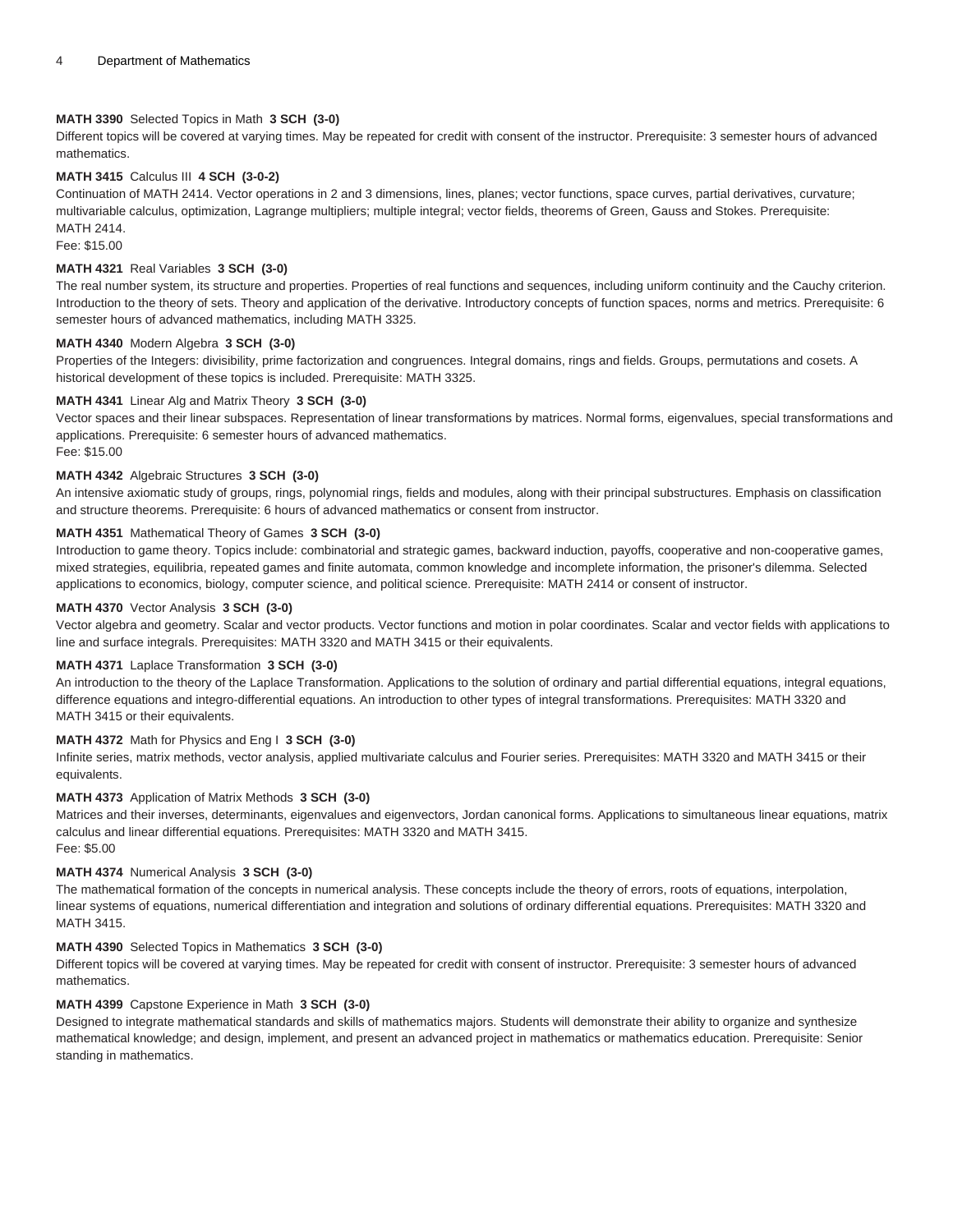**MATH 3390** Selected Topics in Math **3 SCH (3-0)**

Different topics will be covered at varying times. May be repeated for credit with consent of the instructor. Prerequisite: 3 semester hours of advanced mathematics.

**MATH 3415** Calculus III **4 SCH (3-0-2)**

Continuation of MATH 2414. Vector operations in 2 and 3 dimensions, lines, planes; vector functions, space curves, partial derivatives, curvature; multivariable calculus, optimization, Lagrange multipliers; multiple integral; vector fields, theorems of Green, Gauss and Stokes. Prerequisite: MATH 2414.

Fee: $15.00

**MATH 4321** Real Variables **3 SCH (3-0)**

The real number system, its structure and properties. Properties of real functions and sequences, including uniform continuity and the Cauchy criterion. Introduction to the theory of sets. Theory and application of the derivative. Introductory concepts of function spaces, norms and metrics. Prerequisite: 6 semester hours of advanced mathematics, including MATH 3325.

**MATH 4340** Modern Algebra **3 SCH (3-0)**

Properties of the Integers: divisibility, prime factorization and congruences. Integral domains, rings and fields. Groups, permutations and cosets. A historical development of these topics is included. Prerequisite: MATH 3325.

**MATH 4341** Linear Alg and Matrix Theory **3 SCH (3-0)**

Vector spaces and their linear subspaces. Representation of linear transformations by matrices. Normal forms, eigenvalues, special transformations and applications. Prerequisite: 6 semester hours of advanced mathematics.

Fee: $15.00

**MATH 4342** Algebraic Structures **3 SCH (3-0)**

An intensive axiomatic study of groups, rings, polynomial rings, fields and modules, along with their principal substructures. Emphasis on classification and structure theorems. Prerequisite: 6 hours of advanced mathematics or consent from instructor.

**MATH 4351** Mathematical Theory of Games **3 SCH (3-0)**

Introduction to game theory. Topics include: combinatorial and strategic games, backward induction, payoffs, cooperative and non-cooperative games, mixed strategies, equilibria, repeated games and finite automata, common knowledge and incomplete information, the prisoner's dilemma. Selected applications to economics, biology, computer science, and political science. Prerequisite: MATH 2414 or consent of instructor.

**MATH 4370** Vector Analysis **3 SCH (3-0)**

Vector algebra and geometry. Scalar and vector products. Vector functions and motion in polar coordinates. Scalar and vector fields with applications to line and surface integrals. Prerequisites: MATH 3320 and MATH 3415 or their equivalents.

**MATH 4371** Laplace Transformation **3 SCH (3-0)**

An introduction to the theory of the Laplace Transformation. Applications to the solution of ordinary and partial differential equations, integral equations, difference equations and integro-differential equations. An introduction to other types of integral transformations. Prerequisites: MATH 3320 and MATH 3415 or their equivalents.

**MATH 4372** Math for Physics and Eng I **3 SCH (3-0)**

Infinite series, matrix methods, vector analysis, applied multivariate calculus and Fourier series. Prerequisites: MATH 3320 and MATH 3415 or their equivalents.

**MATH 4373** Application of Matrix Methods **3 SCH (3-0)**

Matrices and their inverses, determinants, eigenvalues and eigenvectors, Jordan canonical forms. Applications to simultaneous linear equations, matrix calculus and linear differential equations. Prerequisites: MATH 3320 and MATH 3415.

Fee: $5.00

**MATH 4374** Numerical Analysis **3 SCH (3-0)**

The mathematical formation of the concepts in numerical analysis. These concepts include the theory of errors, roots of equations, interpolation, linear systems of equations, numerical differentiation and integration and solutions of ordinary differential equations. Prerequisites: MATH 3320 and MATH 3415.

**MATH 4390** Selected Topics in Mathematics **3 SCH (3-0)**

Different topics will be covered at varying times. May be repeated for credit with consent of instructor. Prerequisite: 3 semester hours of advanced mathematics.

**MATH 4399** Capstone Experience in Math **3 SCH (3-0)**

Designed to integrate mathematical standards and skills of mathematics majors. Students will demonstrate their ability to organize and synthesize mathematical knowledge; and design, implement, and present an advanced project in mathematics or mathematics education. Prerequisite: Senior standing in mathematics.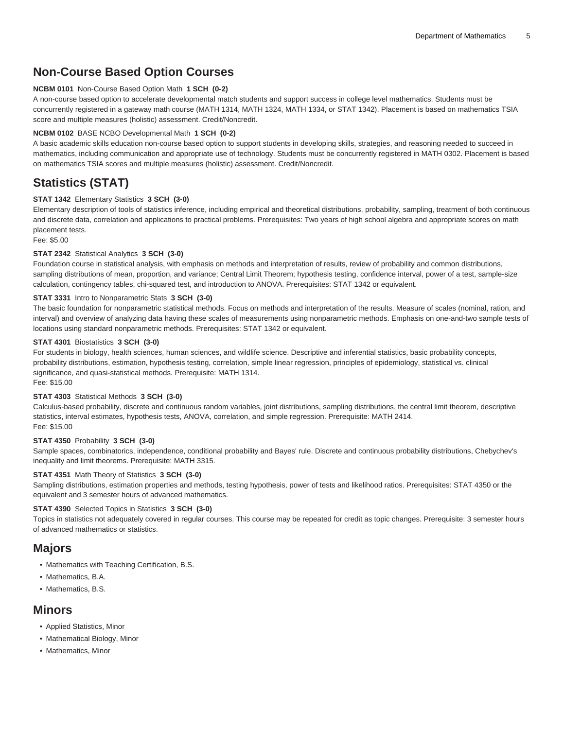## Non-Course Based Option Courses

**NCBM 0101** Non-Course Based Option Math **1 SCH (0-2)**
A non-course based option to accelerate developmental match students and support success in college level mathematics. Students must be concurrently registered in a gateway math course (MATH 1314, MATH 1324, MATH 1334, or STAT 1342). Placement is based on mathematics TSIA score and multiple measures (holistic) assessment. Credit/Noncredit.

**NCBM 0102** BASE NCBO Developmental Math **1 SCH (0-2)**
A basic academic skills education non-course based option to support students in developing skills, strategies, and reasoning needed to succeed in mathematics, including communication and appropriate use of technology. Students must be concurrently registered in MATH 0302. Placement is based on mathematics TSIA scores and multiple measures (holistic) assessment. Credit/Noncredit.

## Statistics (STAT)

**STAT 1342** Elementary Statistics **3 SCH (3-0)**
Elementary description of tools of statistics inference, including empirical and theoretical distributions, probability, sampling, treatment of both continuous and discrete data, correlation and applications to practical problems. Prerequisites: Two years of high school algebra and appropriate scores on math placement tests.
Fee: $5.00

**STAT 2342** Statistical Analytics **3 SCH (3-0)**
Foundation course in statistical analysis, with emphasis on methods and interpretation of results, review of probability and common distributions, sampling distributions of mean, proportion, and variance; Central Limit Theorem; hypothesis testing, confidence interval, power of a test, sample-size calculation, contingency tables, chi-squared test, and introduction to ANOVA. Prerequisites: STAT 1342 or equivalent.

**STAT 3331** Intro to Nonparametric Stats **3 SCH (3-0)**
The basic foundation for nonparametric statistical methods. Focus on methods and interpretation of the results. Measure of scales (nominal, ration, and interval) and overview of analyzing data having these scales of measurements using nonparametric methods. Emphasis on one-and-two sample tests of locations using standard nonparametric methods. Prerequisites: STAT 1342 or equivalent.

**STAT 4301** Biostatistics **3 SCH (3-0)**
For students in biology, health sciences, human sciences, and wildlife science. Descriptive and inferential statistics, basic probability concepts, probability distributions, estimation, hypothesis testing, correlation, simple linear regression, principles of epidemiology, statistical vs. clinical significance, and quasi-statistical methods. Prerequisite: MATH 1314.
Fee: $15.00

**STAT 4303** Statistical Methods **3 SCH (3-0)**
Calculus-based probability, discrete and continuous random variables, joint distributions, sampling distributions, the central limit theorem, descriptive statistics, interval estimates, hypothesis tests, ANOVA, correlation, and simple regression. Prerequisite: MATH 2414.
Fee: $15.00

**STAT 4350** Probability **3 SCH (3-0)**
Sample spaces, combinatorics, independence, conditional probability and Bayes' rule. Discrete and continuous probability distributions, Chebychev's inequality and limit theorems. Prerequisite: MATH 3315.

**STAT 4351** Math Theory of Statistics **3 SCH (3-0)**
Sampling distributions, estimation properties and methods, testing hypothesis, power of tests and likelihood ratios. Prerequisites: STAT 4350 or the equivalent and 3 semester hours of advanced mathematics.

**STAT 4390** Selected Topics in Statistics **3 SCH (3-0)**
Topics in statistics not adequately covered in regular courses. This course may be repeated for credit as topic changes. Prerequisite: 3 semester hours of advanced mathematics or statistics.

## Majors

- Mathematics with Teaching Certification, B.S.
- Mathematics, B.A.
- Mathematics, B.S.

## Minors

- Applied Statistics, Minor
- Mathematical Biology, Minor
- Mathematics, Minor